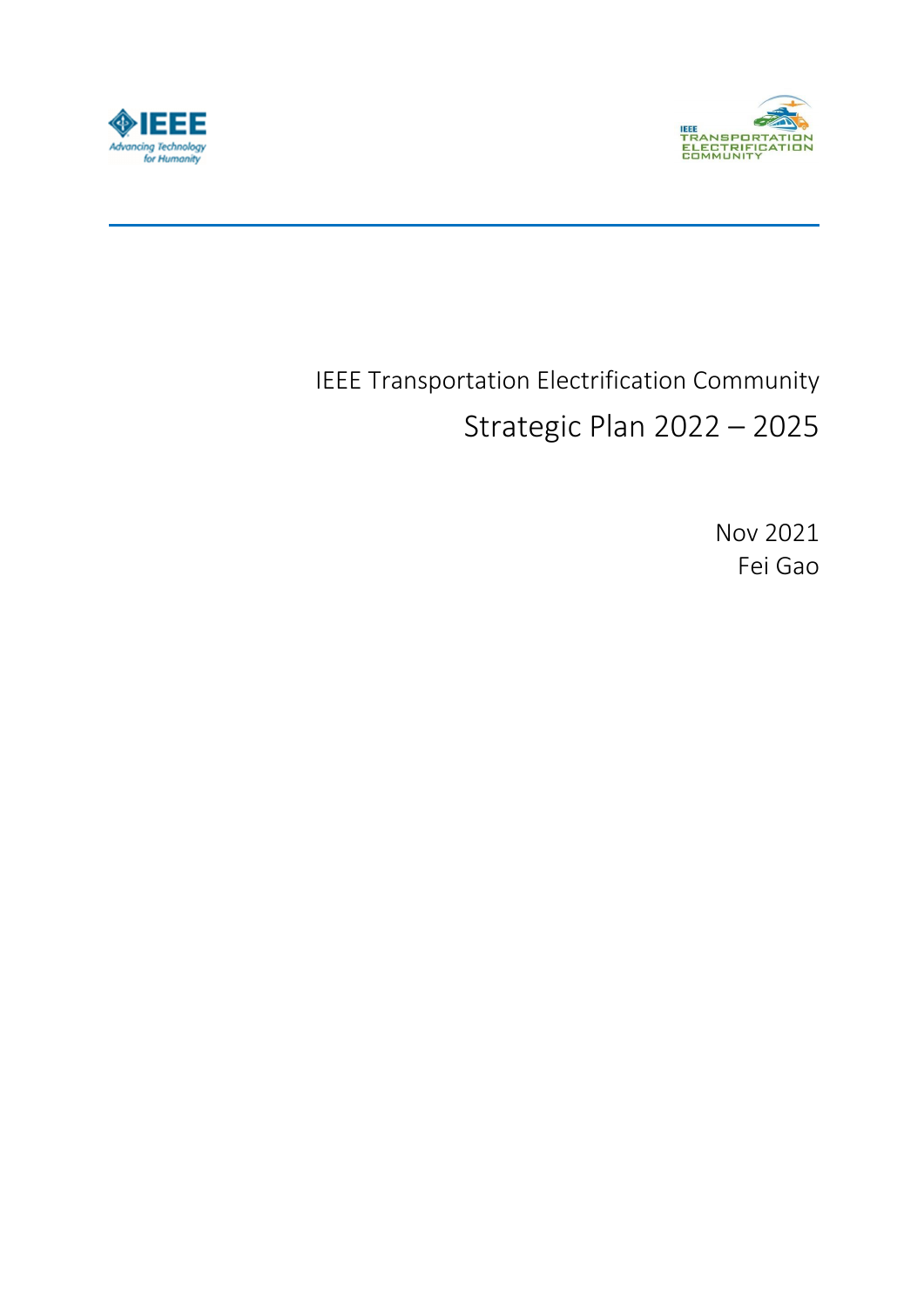IEEE Transportation Electrification Community

# Strategic Plan 2022 – 2025

Nov 2021

Fei Gao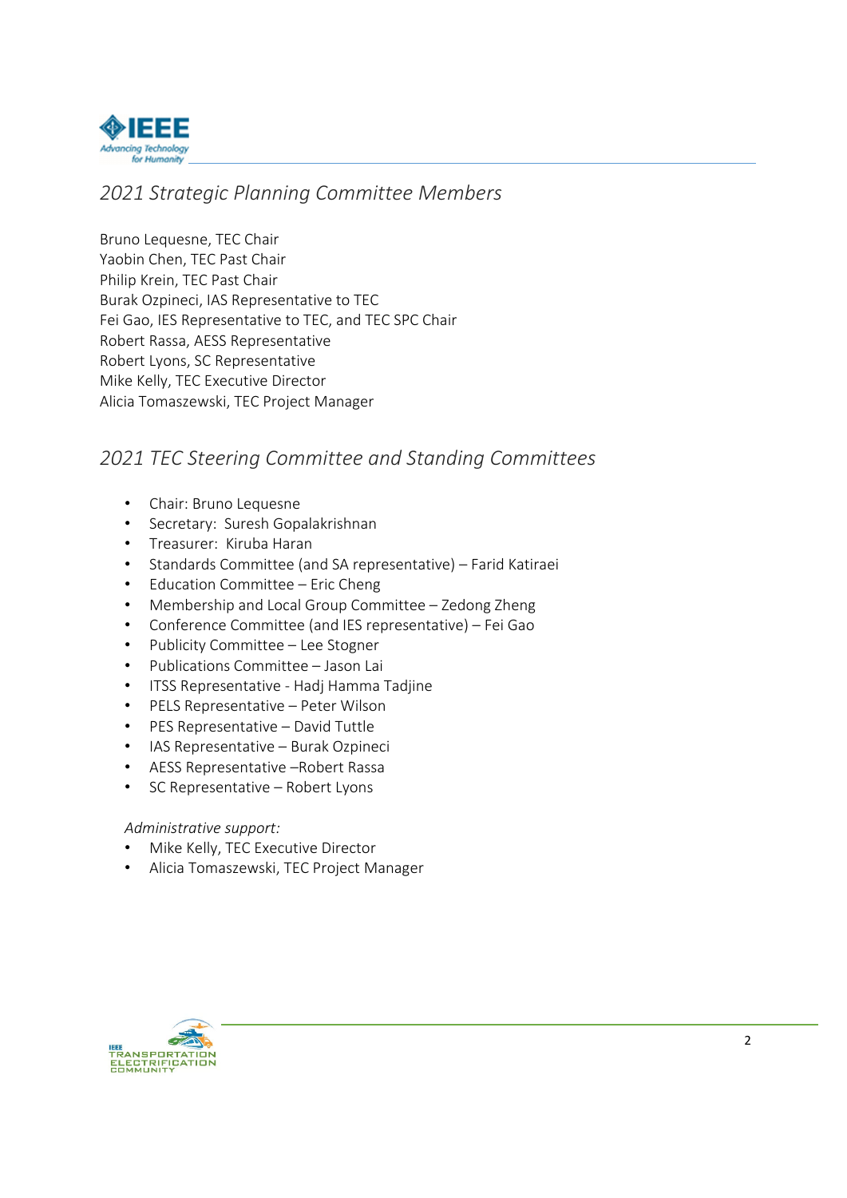## 2021 Strategic Planning Committee Members

Bruno Lequesne, TEC Chair
Yaobin Chen, TEC Past Chair
Philip Krein, TEC Past Chair
Burak Ozpineci, IAS Representative to TEC
Fei Gao, IES Representative to TEC, and TEC SPC Chair
Robert Rassa, AESS Representative
Robert Lyons, SC Representative
Mike Kelly, TEC Executive Director
Alicia Tomaszewski, TEC Project Manager

## 2021 TEC Steering Committee and Standing Committees

- Chair: Bruno Lequesne
- Secretary: Suresh Gopalakrishnan
- Treasurer: Kiruba Haran
- Standards Committee (and SA representative) – Farid Katiraei
- Education Committee – Eric Cheng
- Membership and Local Group Committee – Zedong Zheng
- Conference Committee (and IES representative) – Fei Gao
- Publicity Committee – Lee Stogner
- Publications Committee – Jason Lai
- ITSS Representative - Hadj Hamma Tadjine
- PELS Representative – Peter Wilson
- PES Representative – David Tuttle
- IAS Representative – Burak Ozpineci
- AESS Representative –Robert Rassa
- SC Representative – Robert Lyons

*Administrative support:*

- Mike Kelly, TEC Executive Director
- Alicia Tomaszewski, TEC Project Manager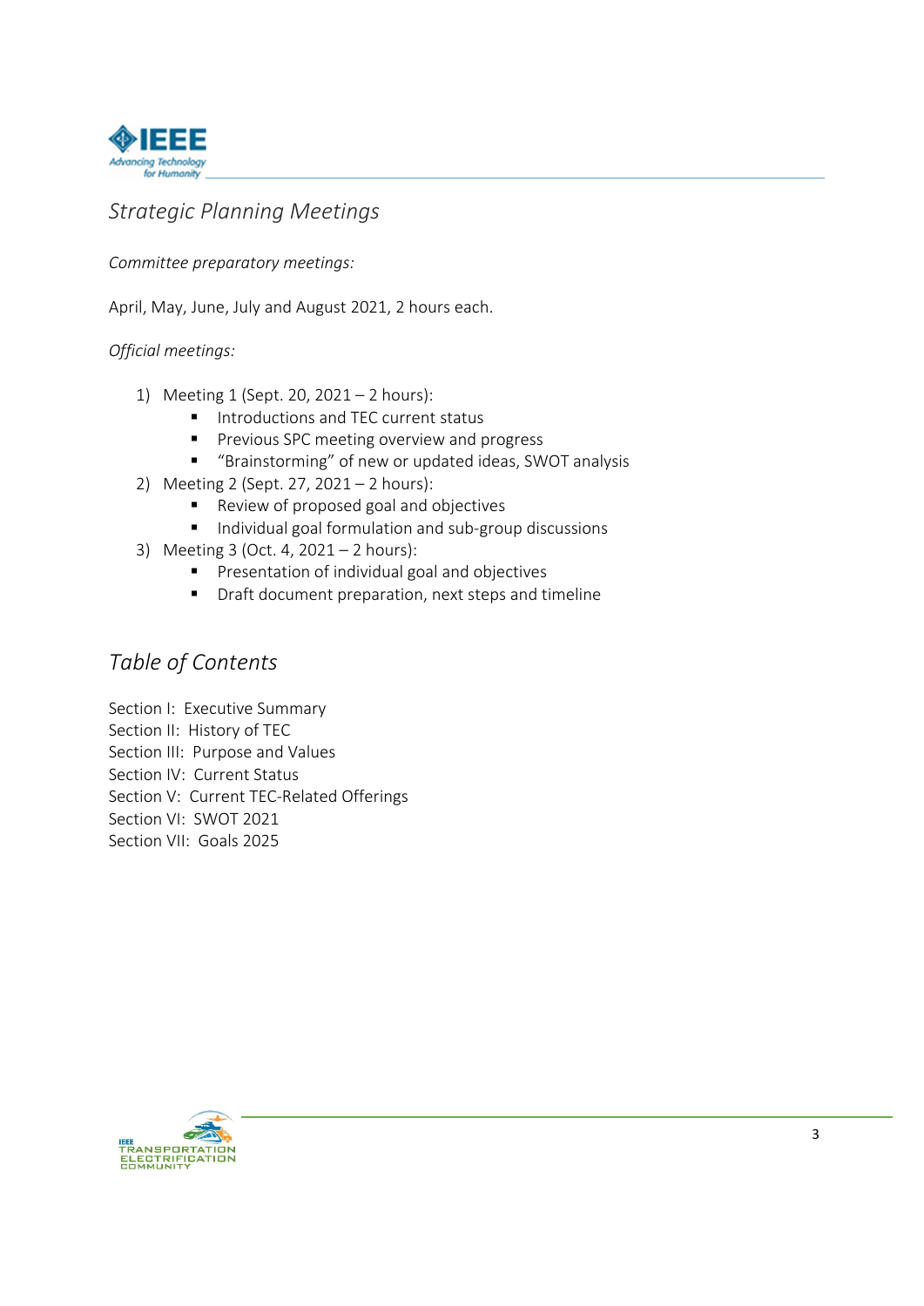# *Strategic Planning Meetings*

*Committee preparatory meetings:*

April, May, June, July and August 2021, 2 hours each.

*Official meetings:*

1) Meeting 1 (Sept. 20, 2021 – 2 hours):
   - Introductions and TEC current status
   - Previous SPC meeting overview and progress
   - "Brainstorming" of new or updated ideas, SWOT analysis
2) Meeting 2 (Sept. 27, 2021 – 2 hours):
   - Review of proposed goal and objectives
   - Individual goal formulation and sub-group discussions
3) Meeting 3 (Oct. 4, 2021 – 2 hours):
   - Presentation of individual goal and objectives
   - Draft document preparation, next steps and timeline

# *Table of Contents*

Section I: Executive Summary
Section II: History of TEC
Section III: Purpose and Values
Section IV: Current Status
Section V: Current TEC-Related Offerings
Section VI: SWOT 2021
Section VII: Goals 2025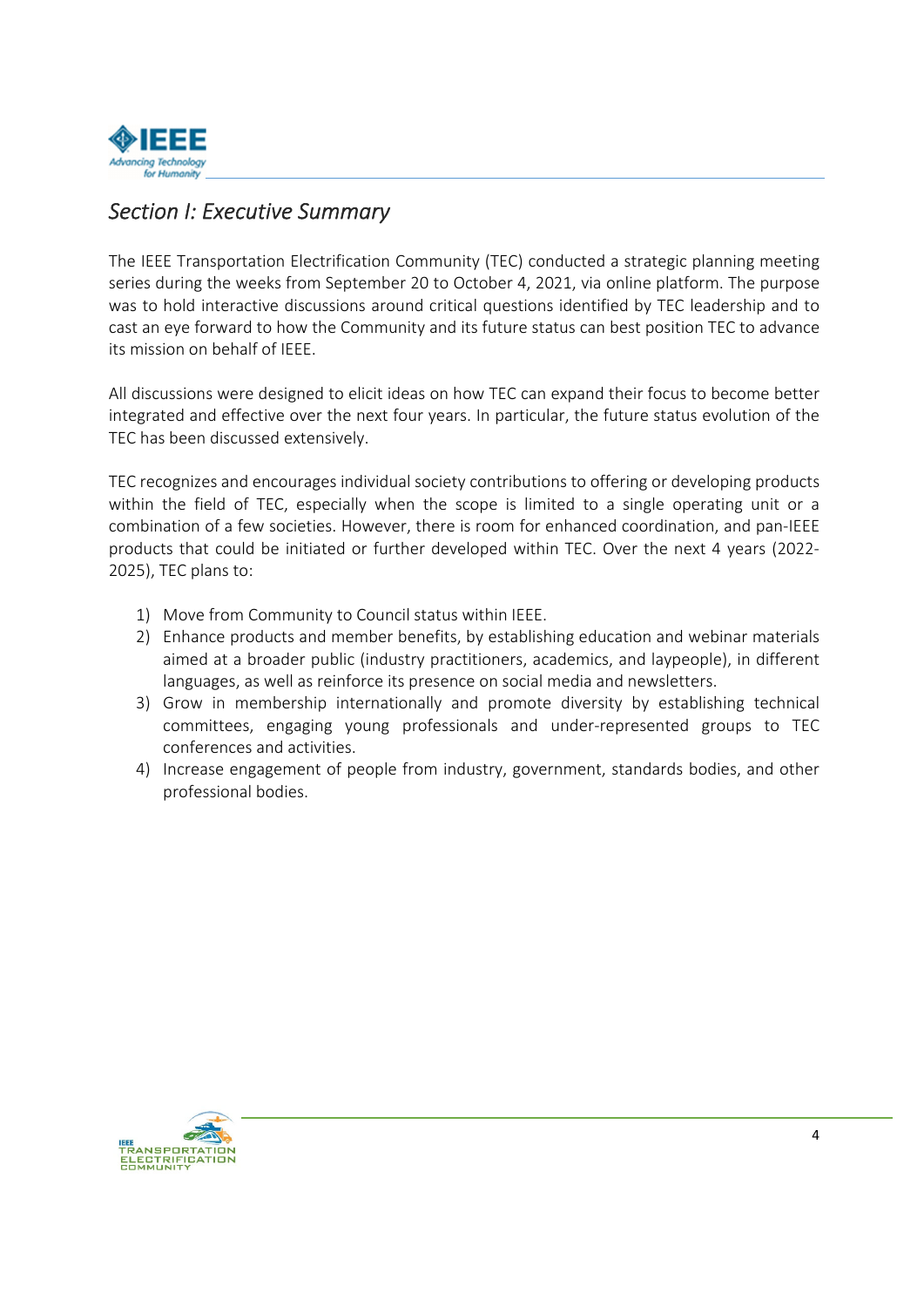## *Section I: Executive Summary*

The IEEE Transportation Electrification Community (TEC) conducted a strategic planning meeting series during the weeks from September 20 to October 4, 2021, via online platform. The purpose was to hold interactive discussions around critical questions identified by TEC leadership and to cast an eye forward to how the Community and its future status can best position TEC to advance its mission on behalf of IEEE.

All discussions were designed to elicit ideas on how TEC can expand their focus to become better integrated and effective over the next four years. In particular, the future status evolution of the TEC has been discussed extensively.

TEC recognizes and encourages individual society contributions to offering or developing products within the field of TEC, especially when the scope is limited to a single operating unit or a combination of a few societies. However, there is room for enhanced coordination, and pan-IEEE products that could be initiated or further developed within TEC. Over the next 4 years (2022-2025), TEC plans to:

1) Move from Community to Council status within IEEE.
2) Enhance products and member benefits, by establishing education and webinar materials aimed at a broader public (industry practitioners, academics, and laypeople), in different languages, as well as reinforce its presence on social media and newsletters.
3) Grow in membership internationally and promote diversity by establishing technical committees, engaging young professionals and under-represented groups to TEC conferences and activities.
4) Increase engagement of people from industry, government, standards bodies, and other professional bodies.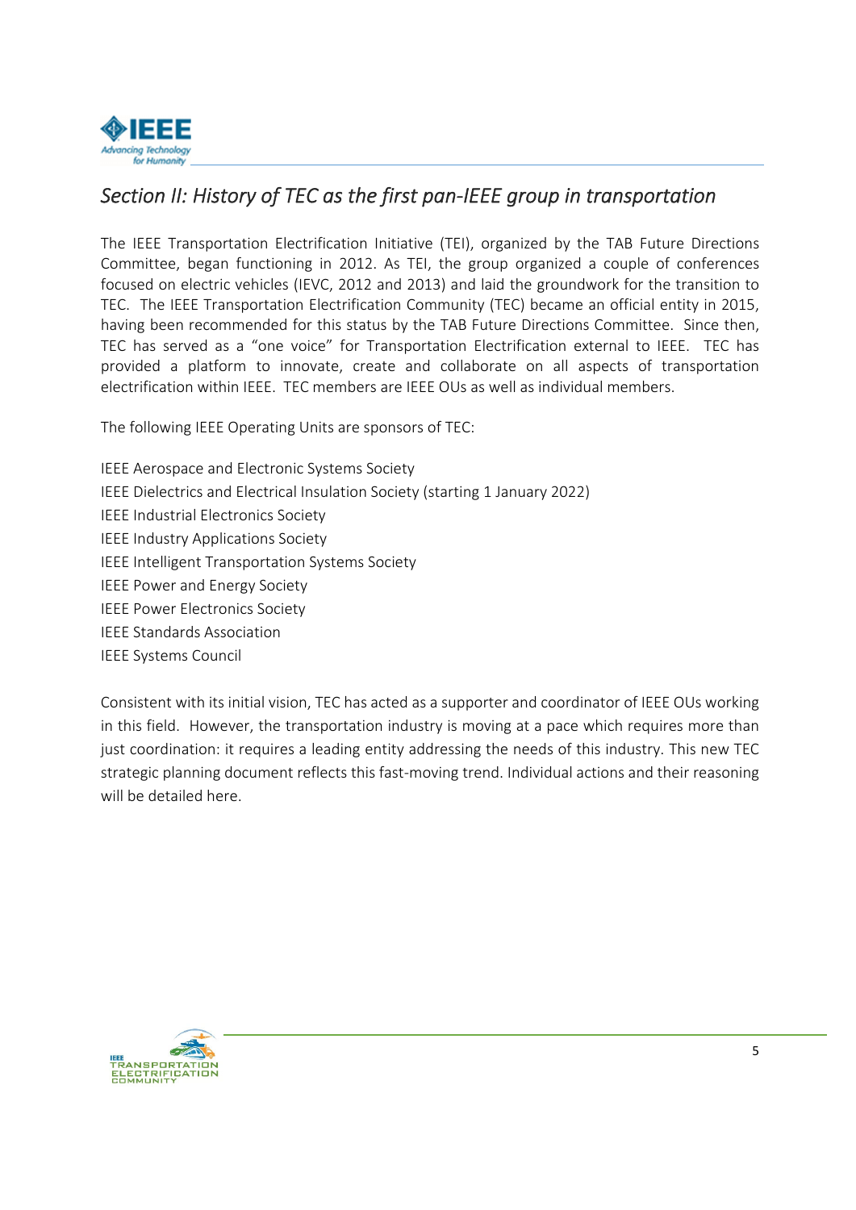## *Section II: History of TEC as the first pan-IEEE group in transportation*

The IEEE Transportation Electrification Initiative (TEI), organized by the TAB Future Directions Committee, began functioning in 2012. As TEI, the group organized a couple of conferences focused on electric vehicles (IEVC, 2012 and 2013) and laid the groundwork for the transition to TEC. The IEEE Transportation Electrification Community (TEC) became an official entity in 2015, having been recommended for this status by the TAB Future Directions Committee. Since then, TEC has served as a "one voice" for Transportation Electrification external to IEEE. TEC has provided a platform to innovate, create and collaborate on all aspects of transportation electrification within IEEE. TEC members are IEEE OUs as well as individual members.

The following IEEE Operating Units are sponsors of TEC:

IEEE Aerospace and Electronic Systems Society
IEEE Dielectrics and Electrical Insulation Society (starting 1 January 2022)
IEEE Industrial Electronics Society
IEEE Industry Applications Society
IEEE Intelligent Transportation Systems Society
IEEE Power and Energy Society
IEEE Power Electronics Society
IEEE Standards Association
IEEE Systems Council

Consistent with its initial vision, TEC has acted as a supporter and coordinator of IEEE OUs working in this field. However, the transportation industry is moving at a pace which requires more than just coordination: it requires a leading entity addressing the needs of this industry. This new TEC strategic planning document reflects this fast-moving trend. Individual actions and their reasoning will be detailed here.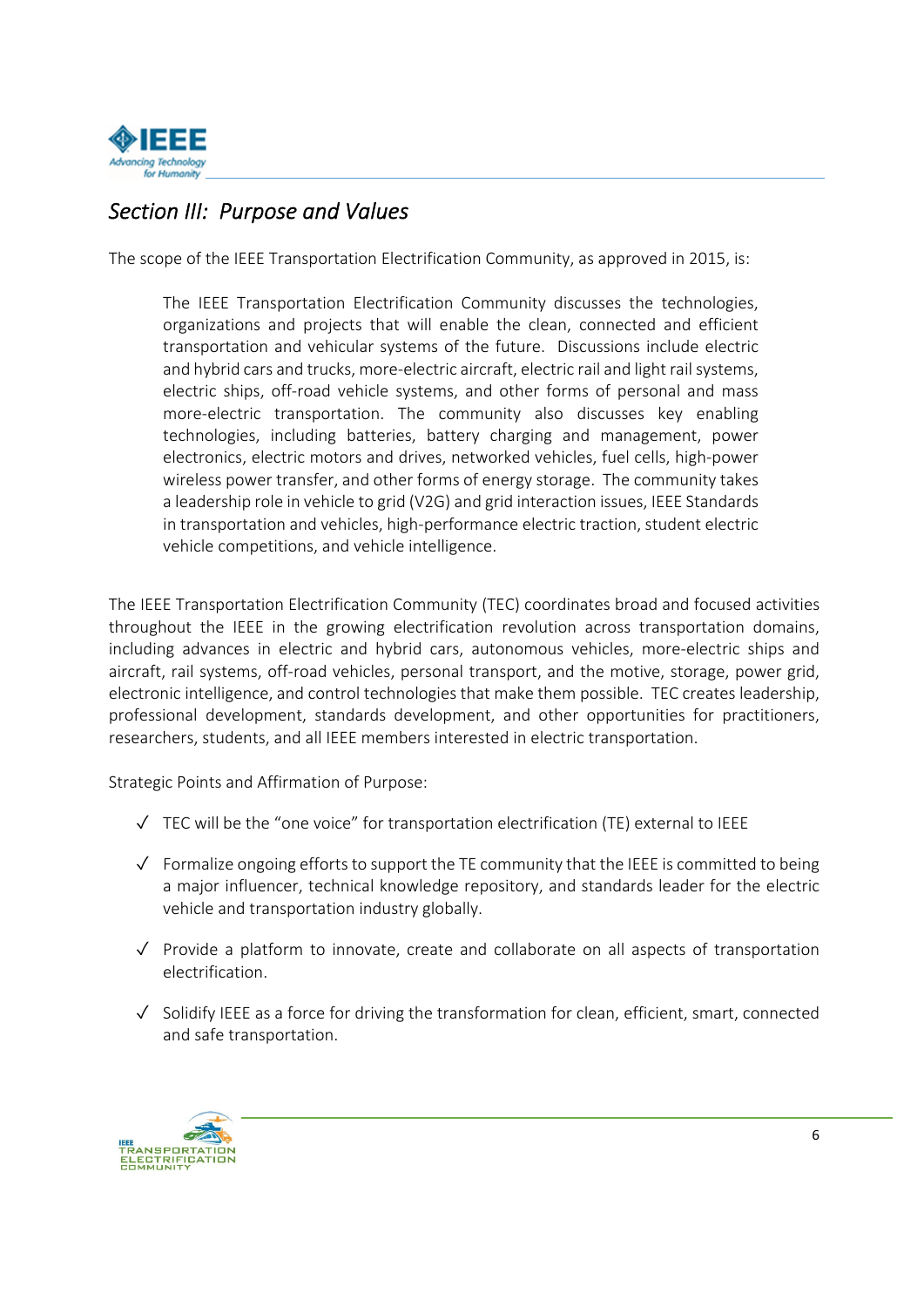## *Section III: Purpose and Values*

The scope of the IEEE Transportation Electrification Community, as approved in 2015, is:

> The IEEE Transportation Electrification Community discusses the technologies, organizations and projects that will enable the clean, connected and efficient transportation and vehicular systems of the future. Discussions include electric and hybrid cars and trucks, more-electric aircraft, electric rail and light rail systems, electric ships, off-road vehicle systems, and other forms of personal and mass more-electric transportation. The community also discusses key enabling technologies, including batteries, battery charging and management, power electronics, electric motors and drives, networked vehicles, fuel cells, high-power wireless power transfer, and other forms of energy storage. The community takes a leadership role in vehicle to grid (V2G) and grid interaction issues, IEEE Standards in transportation and vehicles, high-performance electric traction, student electric vehicle competitions, and vehicle intelligence.

The IEEE Transportation Electrification Community (TEC) coordinates broad and focused activities throughout the IEEE in the growing electrification revolution across transportation domains, including advances in electric and hybrid cars, autonomous vehicles, more-electric ships and aircraft, rail systems, off-road vehicles, personal transport, and the motive, storage, power grid, electronic intelligence, and control technologies that make them possible. TEC creates leadership, professional development, standards development, and other opportunities for practitioners, researchers, students, and all IEEE members interested in electric transportation.

Strategic Points and Affirmation of Purpose:

- ✓ TEC will be the "one voice" for transportation electrification (TE) external to IEEE
- ✓ Formalize ongoing efforts to support the TE community that the IEEE is committed to being a major influencer, technical knowledge repository, and standards leader for the electric vehicle and transportation industry globally.
- ✓ Provide a platform to innovate, create and collaborate on all aspects of transportation electrification.
- ✓ Solidify IEEE as a force for driving the transformation for clean, efficient, smart, connected and safe transportation.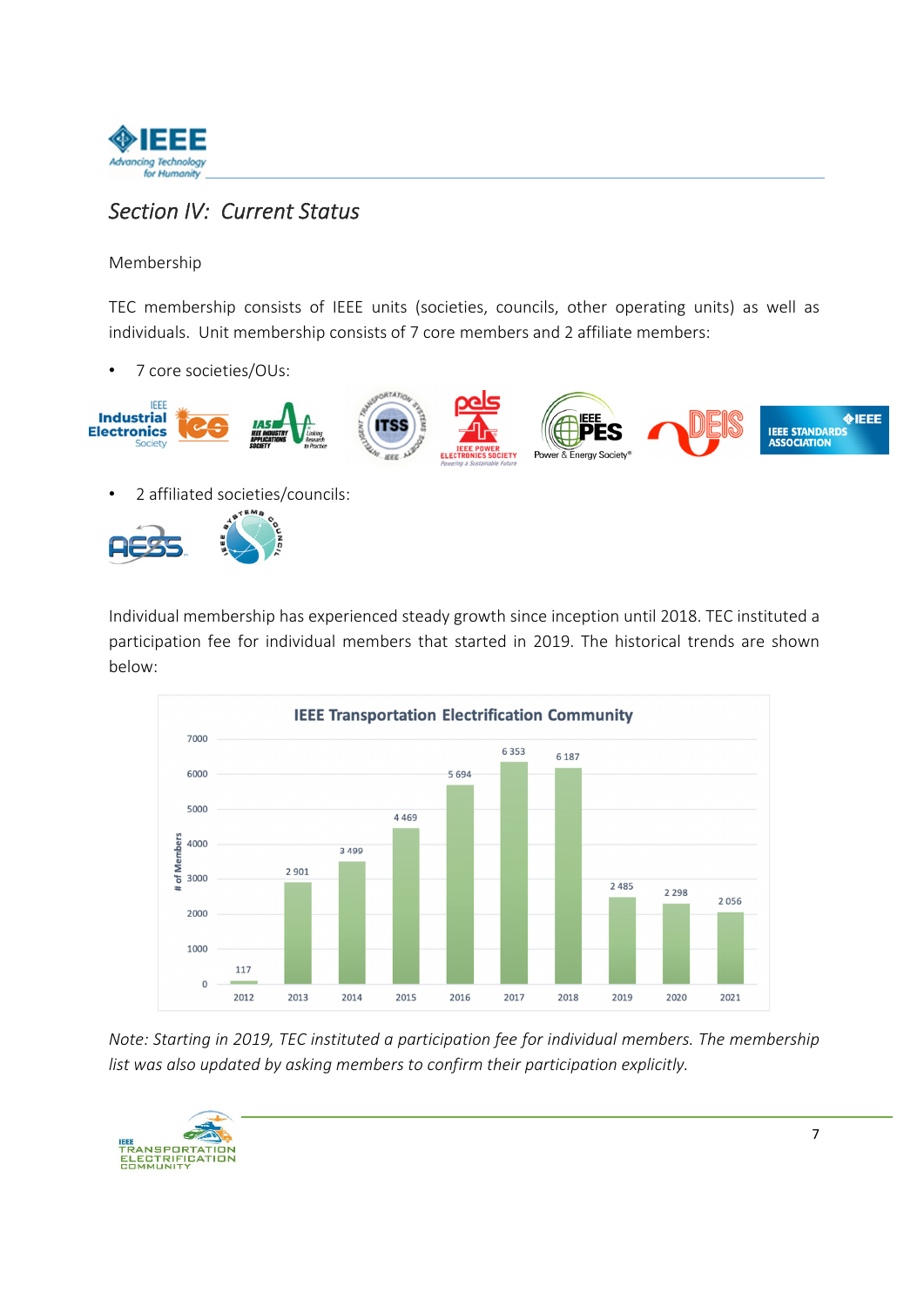## Section IV: Current Status

Membership

TEC membership consists of IEEE units (societies, councils, other operating units) as well as individuals. Unit membership consists of 7 core members and 2 affiliate members:

- 7 core societies/OUs:
- 2 affiliated societies/councils:

Individual membership has experienced steady growth since inception until 2018. TEC instituted a participation fee for individual members that started in 2019. The historical trends are shown below:

**IEEE Transportation Electrification Community**

| Year | # of Members |
|---|---|
| 2012 | 117 |
| 2013 | 2 901 |
| 2014 | 3 499 |
| 2015 | 4 469 |
| 2016 | 5 694 |
| 2017 | 6 353 |
| 2018 | 6 187 |
| 2019 | 2 485 |
| 2020 | 2 298 |
| 2021 | 2 056 |

*Note: Starting in 2019, TEC instituted a participation fee for individual members. The membership list was also updated by asking members to confirm their participation explicitly.*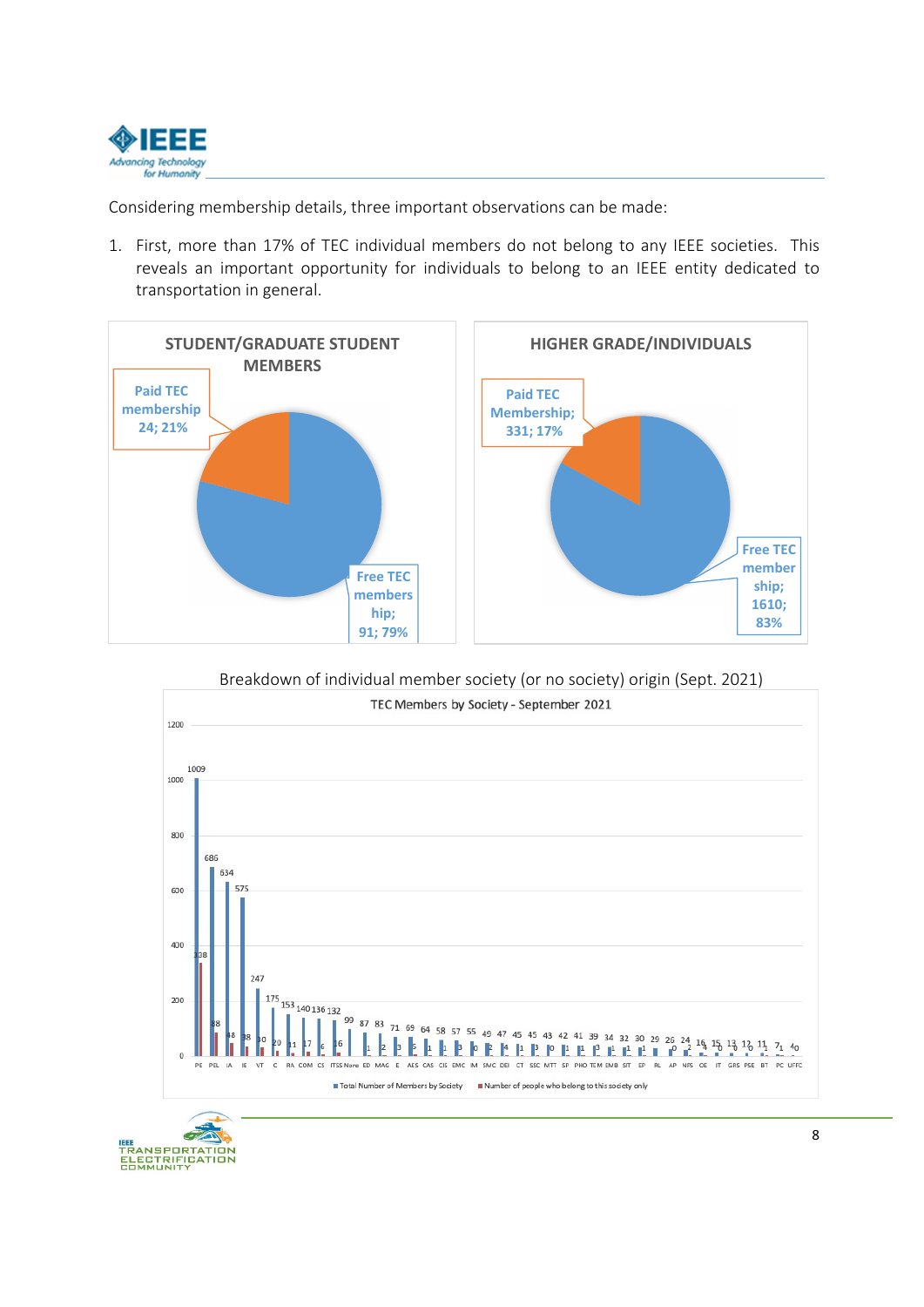Considering membership details, three important observations can be made:

1. First, more than 17% of TEC individual members do not belong to any IEEE societies. This reveals an important opportunity for individuals to belong to an IEEE entity dedicated to transportation in general.

**STUDENT/GRADUATE STUDENT MEMBERS**

- Paid TEC membership 24; 21%
- Free TEC membership; 91; 79%

**HIGHER GRADE/INDIVIDUALS**

- Paid TEC Membership; 331; 17%
- Free TEC membership; 1610; 83%

Breakdown of individual member society (or no society) origin (Sept. 2021)

TEC Members by Society - September 2021

| Society | Total Number of Members by Society | Number of people who belong to this society only |
|---|---|---|
| PE | 1009 | 338 |
| PEL | 686 | 88 |
| IA | 634 | 48 |
| IE | 575 | 38 |
| VT | 247 | 30 |
| C | 175 | 20 |
| RA | 153 | 11 |
| COM | 140 | 17 |
| CS | 136 | 6 |
| ITSS | 132 | 16 |
| None | 99 | |
| ED | 87 | 1 |
| MAG | 83 | 2 |
| E | 71 | 3 |
| AES | 69 | 5 |
| CAS | 64 | 1 |
| CIS | 58 | 1 |
| EMC | 57 | 3 |
| IM | 55 | 0 |
| SMC | 49 | 2 |
| DEI | 47 | 4 |
| CT | 45 | 1 |
| SSC | 45 | 3 |
| MTT | 43 | 0 |
| SP | 42 | 1 |
| PHO | 41 | 1 |
| TEM | 39 | 3 |
| EMB | 34 | 1 |
| SIT | 32 | 1 |
| EP | 30 | 1 |
| RL | 29 | |
| AP | 26 | 0 |
| NPS | 24 | 2 |
| OE | 16 | 4 |
| IT | 15 | 0 |
| GRS | 13 | 0 |
| PSE | 12 | 0 |
| BT | 11 | 2 |
| PC | 7 | 1 |
| UFFC | 4 | 0 |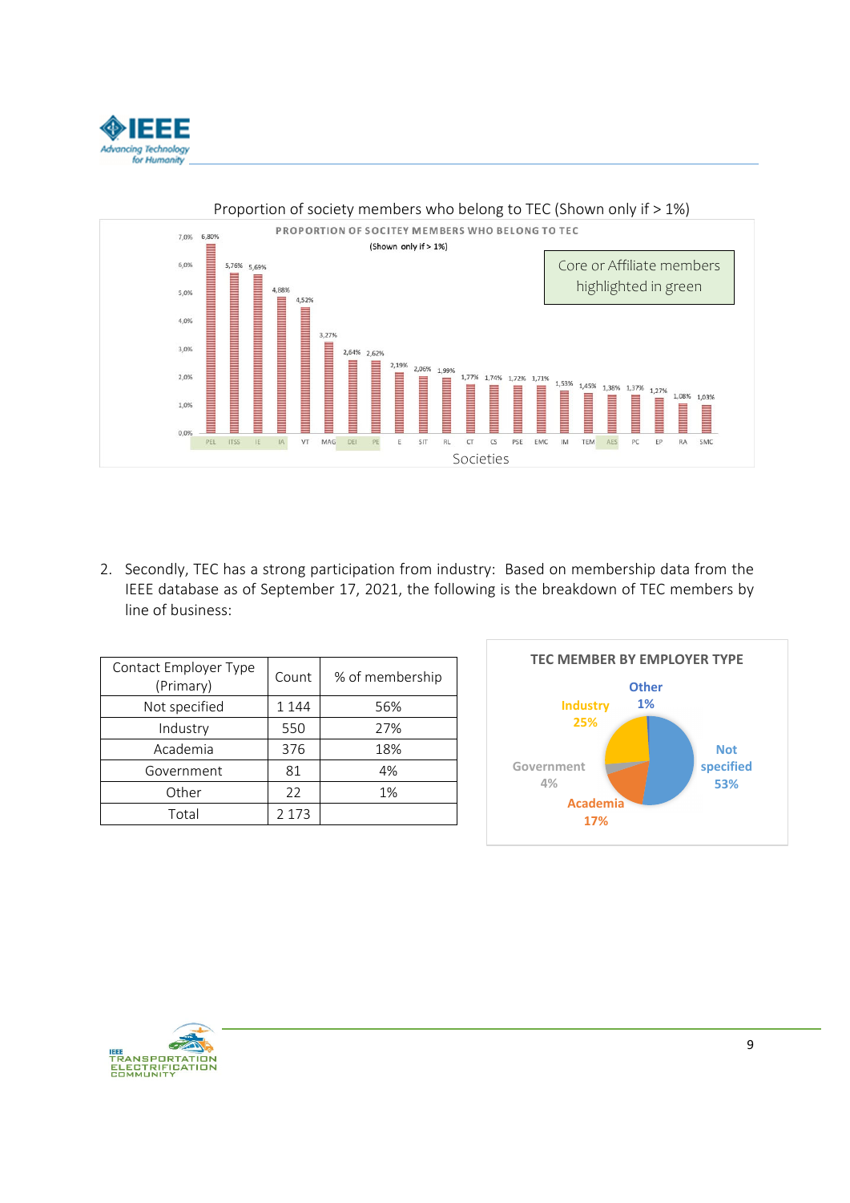Proportion of society members who belong to TEC (Shown only if > 1%)

Societies

2. Secondly, TEC has a strong participation from industry: Based on membership data from the IEEE database as of September 17, 2021, the following is the breakdown of TEC members by line of business:

| Contact Employer Type (Primary) | Count | % of membership |
|---|---|---|
| Not specified | 1 144 | 56% |
| Industry | 550 | 27% |
| Academia | 376 | 18% |
| Government | 81 | 4% |
| Other | 22 | 1% |
| Total | 2 173 | |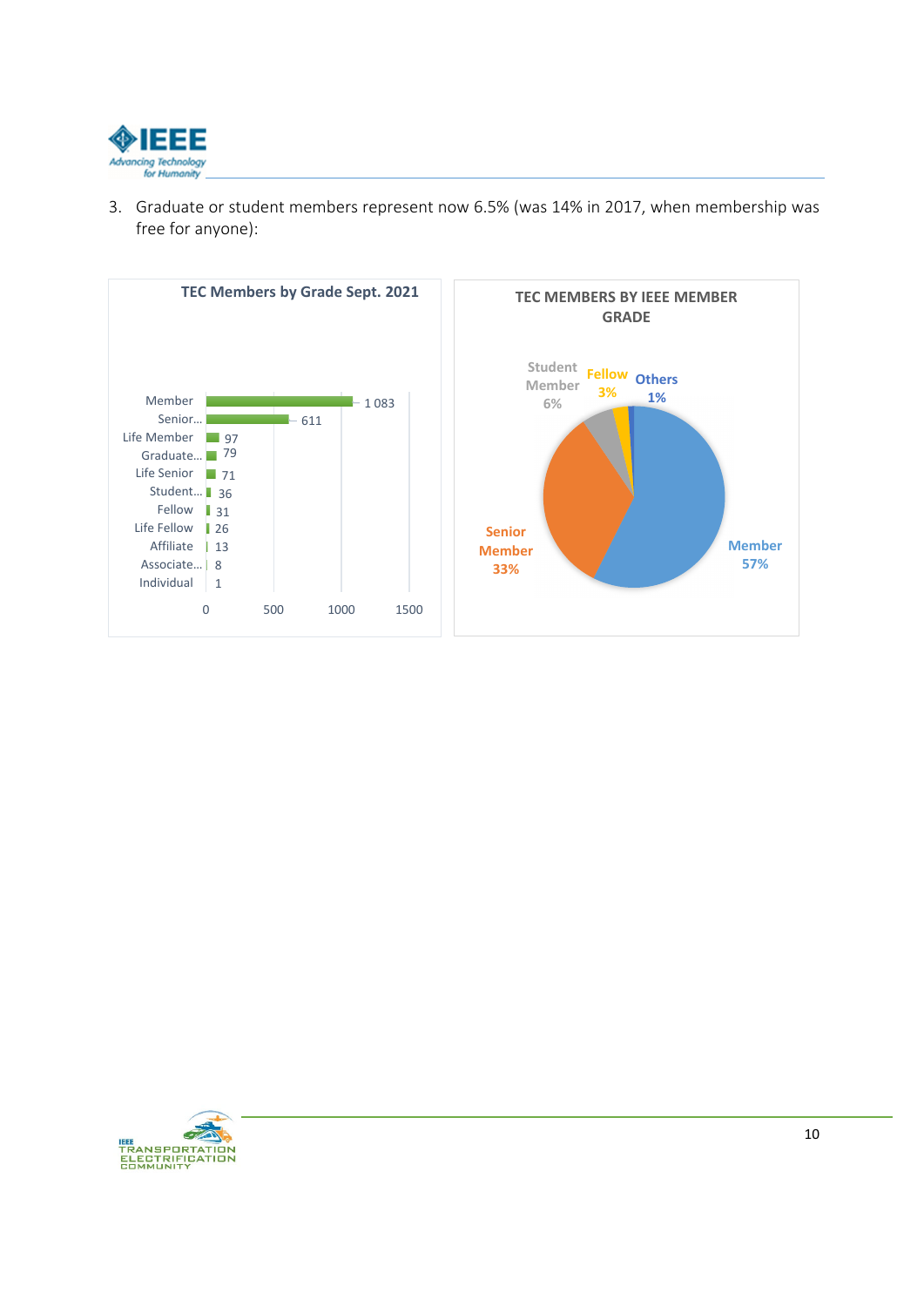3. Graduate or student members represent now 6.5% (was 14% in 2017, when membership was free for anyone):

**TEC Members by Grade Sept. 2021**

| Grade | Members |
|---|---|
| Member | 1 083 |
| Senior... | 611 |
| Life Member | 97 |
| Graduate... | 79 |
| Life Senior | 71 |
| Student... | 36 |
| Fellow | 31 |
| Life Fellow | 26 |
| Affiliate | 13 |
| Associate... | 8 |
| Individual | 1 |

**TEC MEMBERS BY IEEE MEMBER GRADE**

| Grade | Share |
|---|---|
| Member | 57% |
| Senior Member | 33% |
| Student Member | 6% |
| Fellow | 3% |
| Others | 1% |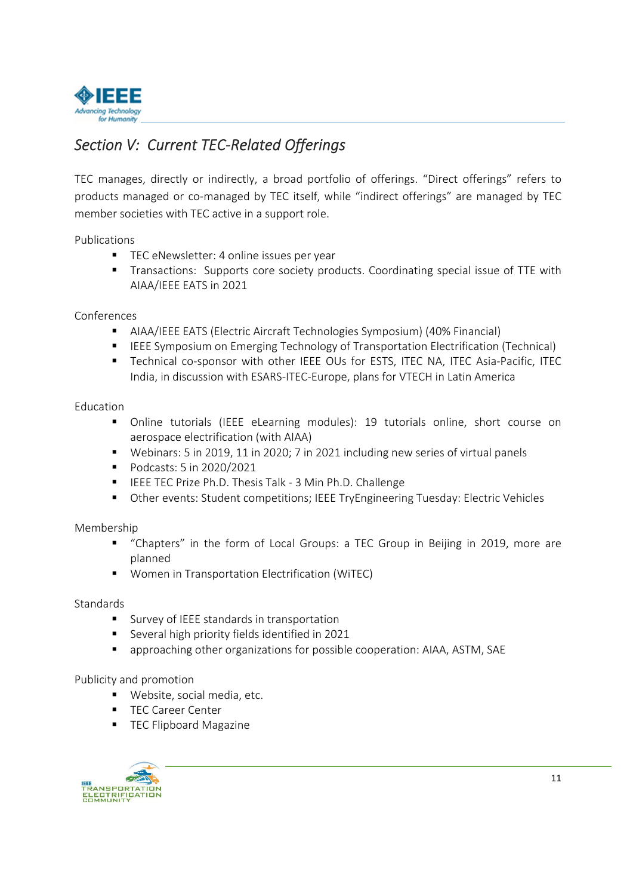## *Section V: Current TEC-Related Offerings*

TEC manages, directly or indirectly, a broad portfolio of offerings. “Direct offerings” refers to products managed or co-managed by TEC itself, while “indirect offerings” are managed by TEC member societies with TEC active in a support role.

Publications

- TEC eNewsletter: 4 online issues per year
- Transactions: Supports core society products. Coordinating special issue of TTE with AIAA/IEEE EATS in 2021

Conferences

- AIAA/IEEE EATS (Electric Aircraft Technologies Symposium) (40% Financial)
- IEEE Symposium on Emerging Technology of Transportation Electrification (Technical)
- Technical co-sponsor with other IEEE OUs for ESTS, ITEC NA, ITEC Asia-Pacific, ITEC India, in discussion with ESARS-ITEC-Europe, plans for VTECH in Latin America

Education

- Online tutorials (IEEE eLearning modules): 19 tutorials online, short course on aerospace electrification (with AIAA)
- Webinars: 5 in 2019, 11 in 2020; 7 in 2021 including new series of virtual panels
- Podcasts: 5 in 2020/2021
- IEEE TEC Prize Ph.D. Thesis Talk - 3 Min Ph.D. Challenge
- Other events: Student competitions; IEEE TryEngineering Tuesday: Electric Vehicles

Membership

- “Chapters” in the form of Local Groups: a TEC Group in Beijing in 2019, more are planned
- Women in Transportation Electrification (WiTEC)

Standards

- Survey of IEEE standards in transportation
- Several high priority fields identified in 2021
- approaching other organizations for possible cooperation: AIAA, ASTM, SAE

Publicity and promotion

- Website, social media, etc.
- TEC Career Center
- TEC Flipboard Magazine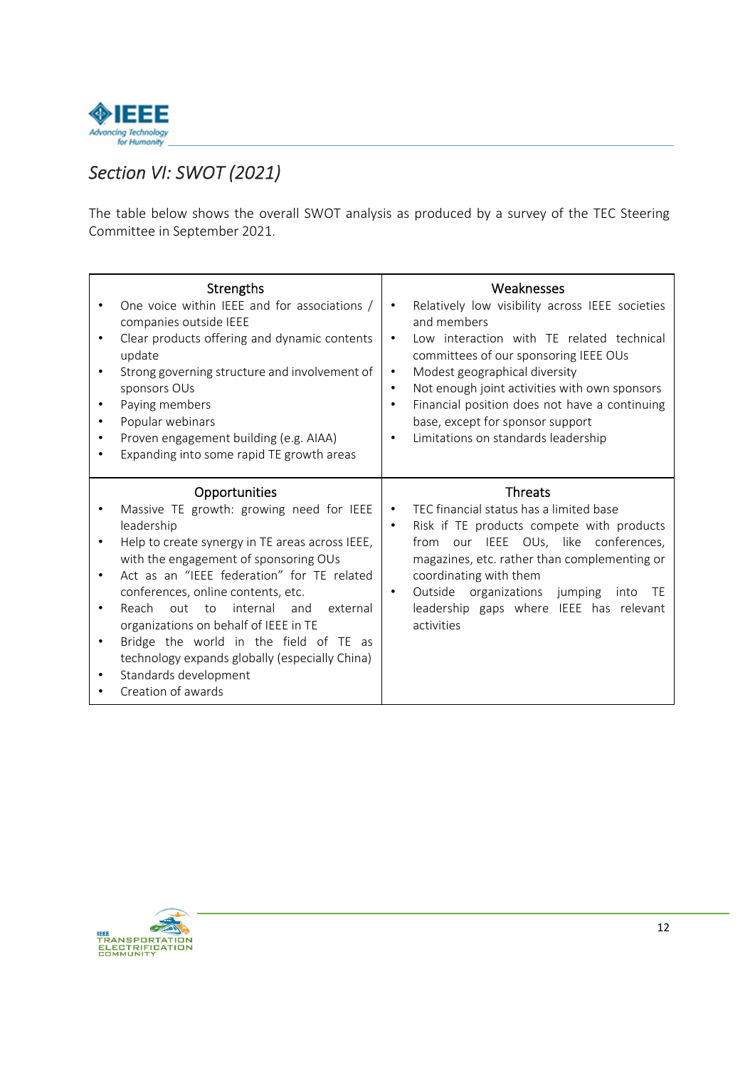## *Section VI: SWOT (2021)*

The table below shows the overall SWOT analysis as produced by a survey of the TEC Steering Committee in September 2021.

| Strengths | Weaknesses |
|---|---|
| • One voice within IEEE and for associations / companies outside IEEE<br>• Clear products offering and dynamic contents update<br>• Strong governing structure and involvement of sponsors OUs<br>• Paying members<br>• Popular webinars<br>• Proven engagement building (e.g. AIAA)<br>• Expanding into some rapid TE growth areas | • Relatively low visibility across IEEE societies and members<br>• Low interaction with TE related technical committees of our sponsoring IEEE OUs<br>• Modest geographical diversity<br>• Not enough joint activities with own sponsors<br>• Financial position does not have a continuing base, except for sponsor support<br>• Limitations on standards leadership |
| **Opportunities** | **Threats** |
| • Massive TE growth: growing need for IEEE leadership<br>• Help to create synergy in TE areas across IEEE, with the engagement of sponsoring OUs<br>• Act as an "IEEE federation" for TE related conferences, online contents, etc.<br>• Reach out to internal and external organizations on behalf of IEEE in TE<br>• Bridge the world in the field of TE as technology expands globally (especially China)<br>• Standards development<br>• Creation of awards | • TEC financial status has a limited base<br>• Risk if TE products compete with products from our IEEE OUs, like conferences, magazines, etc. rather than complementing or coordinating with them<br>• Outside organizations jumping into TE leadership gaps where IEEE has relevant activities |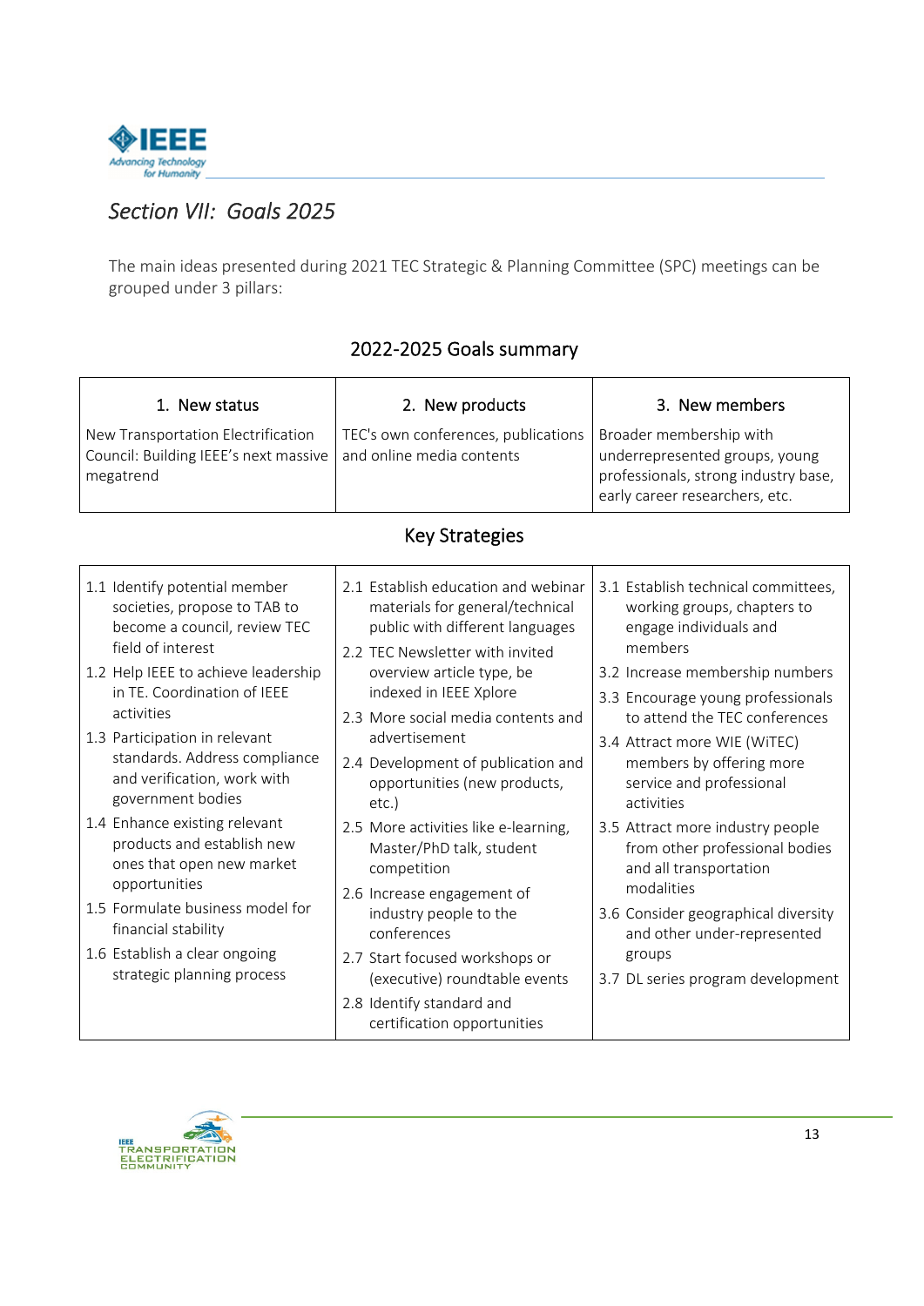## *Section VII: Goals 2025*

The main ideas presented during 2021 TEC Strategic & Planning Committee (SPC) meetings can be grouped under 3 pillars:

### 2022-2025 Goals summary

| 1. New status | 2. New products | 3. New members |
|---|---|---|
| New Transportation Electrification Council: Building IEEE's next massive megatrend | TEC's own conferences, publications and online media contents | Broader membership with underrepresented groups, young professionals, strong industry base, early career researchers, etc. |

### Key Strategies

| | | |
|---|---|---|
| 1.1 Identify potential member societies, propose to TAB to become a council, review TEC field of interest<br>1.2 Help IEEE to achieve leadership in TE. Coordination of IEEE activities<br>1.3 Participation in relevant standards. Address compliance and verification, work with government bodies<br>1.4 Enhance existing relevant products and establish new ones that open new market opportunities<br>1.5 Formulate business model for financial stability<br>1.6 Establish a clear ongoing strategic planning process | 2.1 Establish education and webinar materials for general/technical public with different languages<br>2.2 TEC Newsletter with invited overview article type, be indexed in IEEE Xplore<br>2.3 More social media contents and advertisement<br>2.4 Development of publication and opportunities (new products, etc.)<br>2.5 More activities like e-learning, Master/PhD talk, student competition<br>2.6 Increase engagement of industry people to the conferences<br>2.7 Start focused workshops or (executive) roundtable events<br>2.8 Identify standard and certification opportunities | 3.1 Establish technical committees, working groups, chapters to engage individuals and members<br>3.2 Increase membership numbers<br>3.3 Encourage young professionals to attend the TEC conferences<br>3.4 Attract more WIE (WiTEC) members by offering more service and professional activities<br>3.5 Attract more industry people from other professional bodies and all transportation modalities<br>3.6 Consider geographical diversity and other under-represented groups<br>3.7 DL series program development |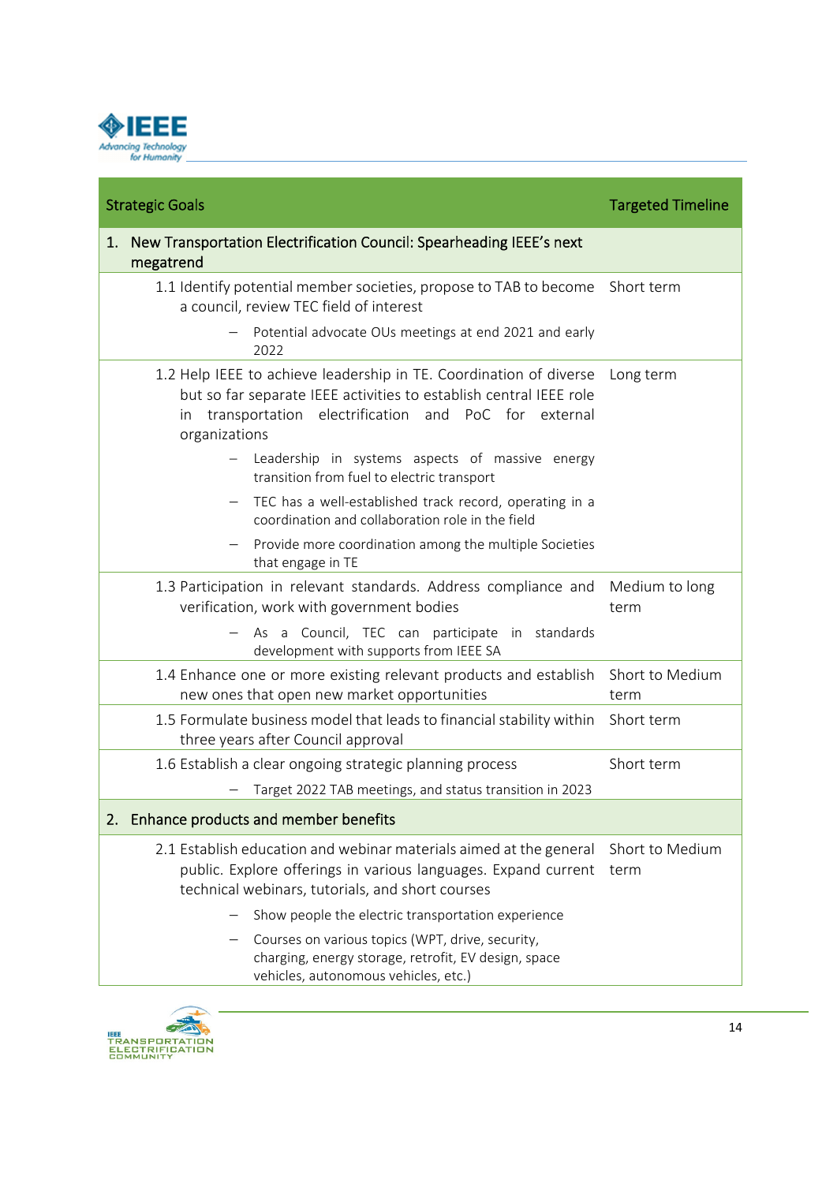| Strategic Goals | Targeted Timeline |
|---|---|
| **1. New Transportation Electrification Council: Spearheading IEEE's next megatrend** | |
| 1.1 Identify potential member societies, propose to TAB to become a council, review TEC field of interest<br>– Potential advocate OUs meetings at end 2021 and early 2022 | Short term |
| 1.2 Help IEEE to achieve leadership in TE. Coordination of diverse but so far separate IEEE activities to establish central IEEE role in transportation electrification and PoC for external organizations<br>– Leadership in systems aspects of massive energy transition from fuel to electric transport<br>– TEC has a well-established track record, operating in a coordination and collaboration role in the field<br>– Provide more coordination among the multiple Societies that engage in TE | Long term |
| 1.3 Participation in relevant standards. Address compliance and verification, work with government bodies<br>– As a Council, TEC can participate in standards development with supports from IEEE SA | Medium to long term |
| 1.4 Enhance one or more existing relevant products and establish new ones that open new market opportunities | Short to Medium term |
| 1.5 Formulate business model that leads to financial stability within three years after Council approval | Short term |
| 1.6 Establish a clear ongoing strategic planning process<br>– Target 2022 TAB meetings, and status transition in 2023 | Short term |
| **2. Enhance products and member benefits** | |
| 2.1 Establish education and webinar materials aimed at the general public. Explore offerings in various languages. Expand current technical webinars, tutorials, and short courses<br>– Show people the electric transportation experience<br>– Courses on various topics (WPT, drive, security, charging, energy storage, retrofit, EV design, space vehicles, autonomous vehicles, etc.) | Short to Medium term |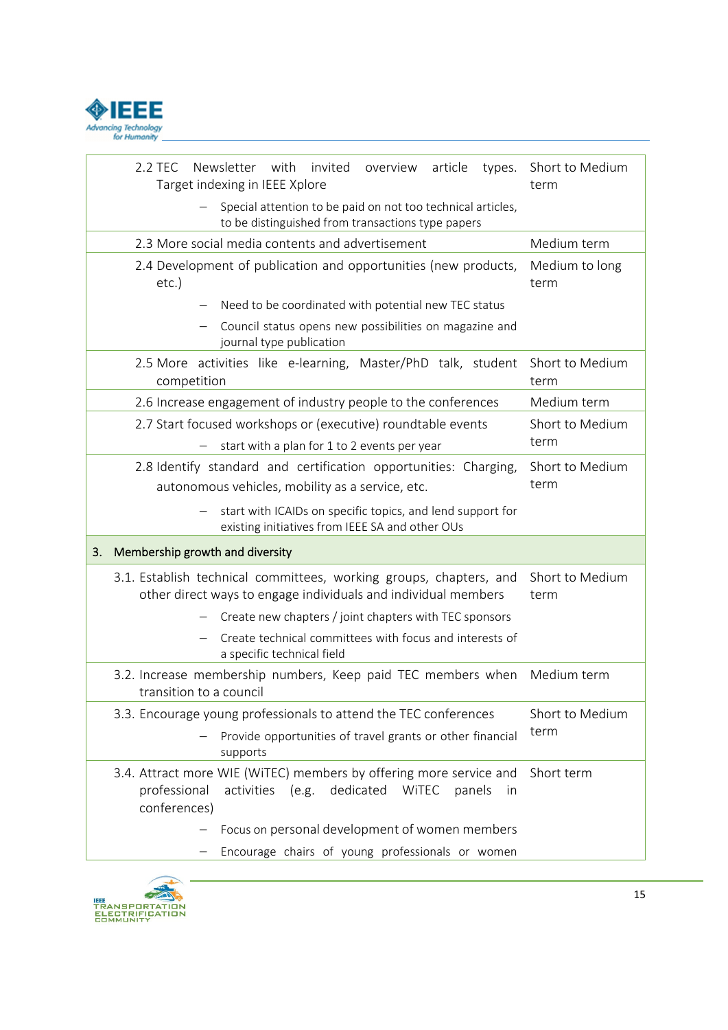| | |
|---|---|
| 2.2 TEC Newsletter with invited overview article types. Target indexing in IEEE Xplore<br>– Special attention to be paid on not too technical articles, to be distinguished from transactions type papers | Short to Medium term |
| 2.3 More social media contents and advertisement | Medium term |
| 2.4 Development of publication and opportunities (new products, etc.)<br>– Need to be coordinated with potential new TEC status<br>– Council status opens new possibilities on magazine and journal type publication | Medium to long term |
| 2.5 More activities like e-learning, Master/PhD talk, student competition | Short to Medium term |
| 2.6 Increase engagement of industry people to the conferences | Medium term |
| 2.7 Start focused workshops or (executive) roundtable events<br>– start with a plan for 1 to 2 events per year | Short to Medium term |
| 2.8 Identify standard and certification opportunities: Charging, autonomous vehicles, mobility as a service, etc.<br>– start with ICAIDs on specific topics, and lend support for existing initiatives from IEEE SA and other OUs | Short to Medium term |
| **3. Membership growth and diversity** | |
| 3.1. Establish technical committees, working groups, chapters, and other direct ways to engage individuals and individual members<br>– Create new chapters / joint chapters with TEC sponsors<br>– Create technical committees with focus and interests of a specific technical field | Short to Medium term |
| 3.2. Increase membership numbers, Keep paid TEC members when transition to a council | Medium term |
| 3.3. Encourage young professionals to attend the TEC conferences<br>– Provide opportunities of travel grants or other financial supports | Short to Medium term |
| 3.4. Attract more WIE (WiTEC) members by offering more service and professional activities (e.g. dedicated WiTEC panels in conferences)<br>– Focus on personal development of women members<br>– Encourage chairs of young professionals or women | Short term |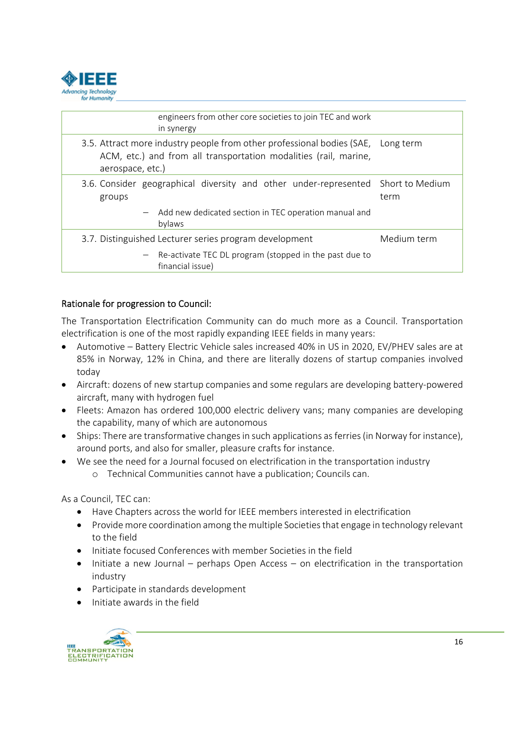| | |
|---|---|
| – engineers from other core societies to join TEC and work in synergy | |
| 3.5. Attract more industry people from other professional bodies (SAE, ACM, etc.) and from all transportation modalities (rail, marine, aerospace, etc.) | Long term |
| 3.6. Consider geographical diversity and other under-represented groups<br>– Add new dedicated section in TEC operation manual and bylaws | Short to Medium term |
| 3.7. Distinguished Lecturer series program development<br>– Re-activate TEC DL program (stopped in the past due to financial issue) | Medium term |

Rationale for progression to Council:

The Transportation Electrification Community can do much more as a Council. Transportation electrification is one of the most rapidly expanding IEEE fields in many years:

- Automotive – Battery Electric Vehicle sales increased 40% in US in 2020, EV/PHEV sales are at 85% in Norway, 12% in China, and there are literally dozens of startup companies involved today
- Aircraft: dozens of new startup companies and some regulars are developing battery-powered aircraft, many with hydrogen fuel
- Fleets: Amazon has ordered 100,000 electric delivery vans; many companies are developing the capability, many of which are autonomous
- Ships: There are transformative changes in such applications as ferries (in Norway for instance), around ports, and also for smaller, pleasure crafts for instance.
- We see the need for a Journal focused on electrification in the transportation industry
  - Technical Communities cannot have a publication; Councils can.

As a Council, TEC can:

- Have Chapters across the world for IEEE members interested in electrification
- Provide more coordination among the multiple Societies that engage in technology relevant to the field
- Initiate focused Conferences with member Societies in the field
- Initiate a new Journal – perhaps Open Access – on electrification in the transportation industry
- Participate in standards development
- Initiate awards in the field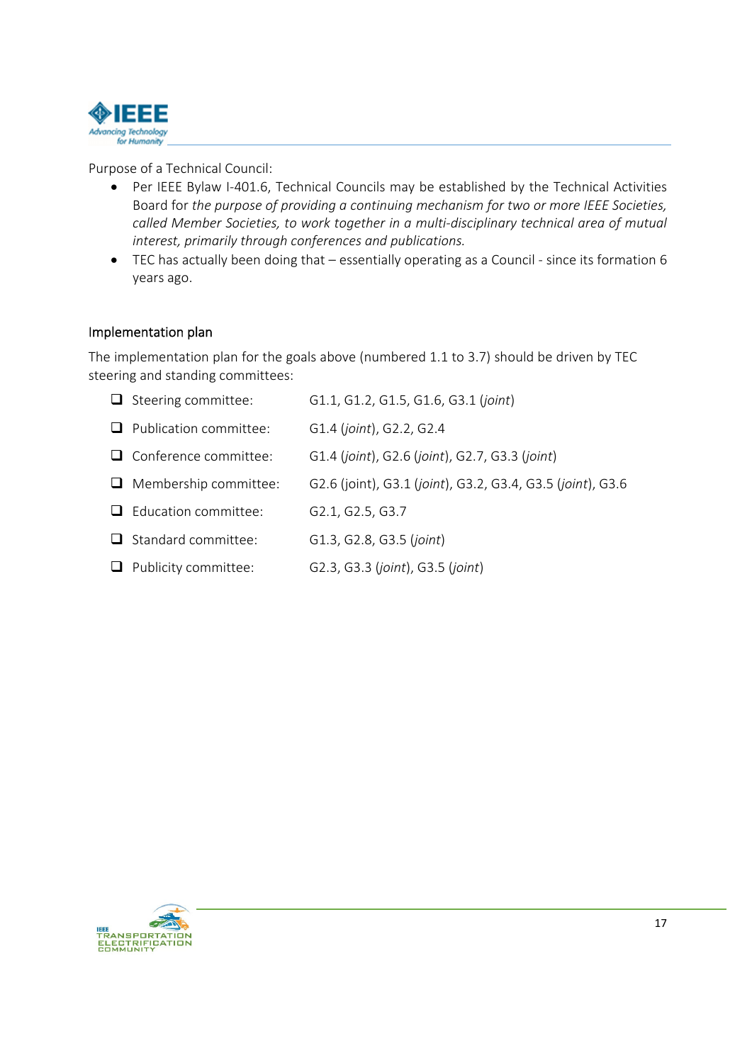Purpose of a Technical Council:

- Per IEEE Bylaw I-401.6, Technical Councils may be established by the Technical Activities Board for *the purpose of providing a continuing mechanism for two or more IEEE Societies, called Member Societies, to work together in a multi-disciplinary technical area of mutual interest, primarily through conferences and publications.*
- TEC has actually been doing that – essentially operating as a Council - since its formation 6 years ago.

## Implementation plan

The implementation plan for the goals above (numbered 1.1 to 3.7) should be driven by TEC steering and standing committees:

- ❑ Steering committee: G1.1, G1.2, G1.5, G1.6, G3.1 (*joint*)
- ❑ Publication committee: G1.4 (*joint*), G2.2, G2.4
- ❑ Conference committee: G1.4 (*joint*), G2.6 (*joint*), G2.7, G3.3 (*joint*)
- ❑ Membership committee: G2.6 (joint), G3.1 (*joint*), G3.2, G3.4, G3.5 (*joint*), G3.6
- ❑ Education committee: G2.1, G2.5, G3.7
- ❑ Standard committee: G1.3, G2.8, G3.5 (*joint*)
- ❑ Publicity committee: G2.3, G3.3 (*joint*), G3.5 (*joint*)